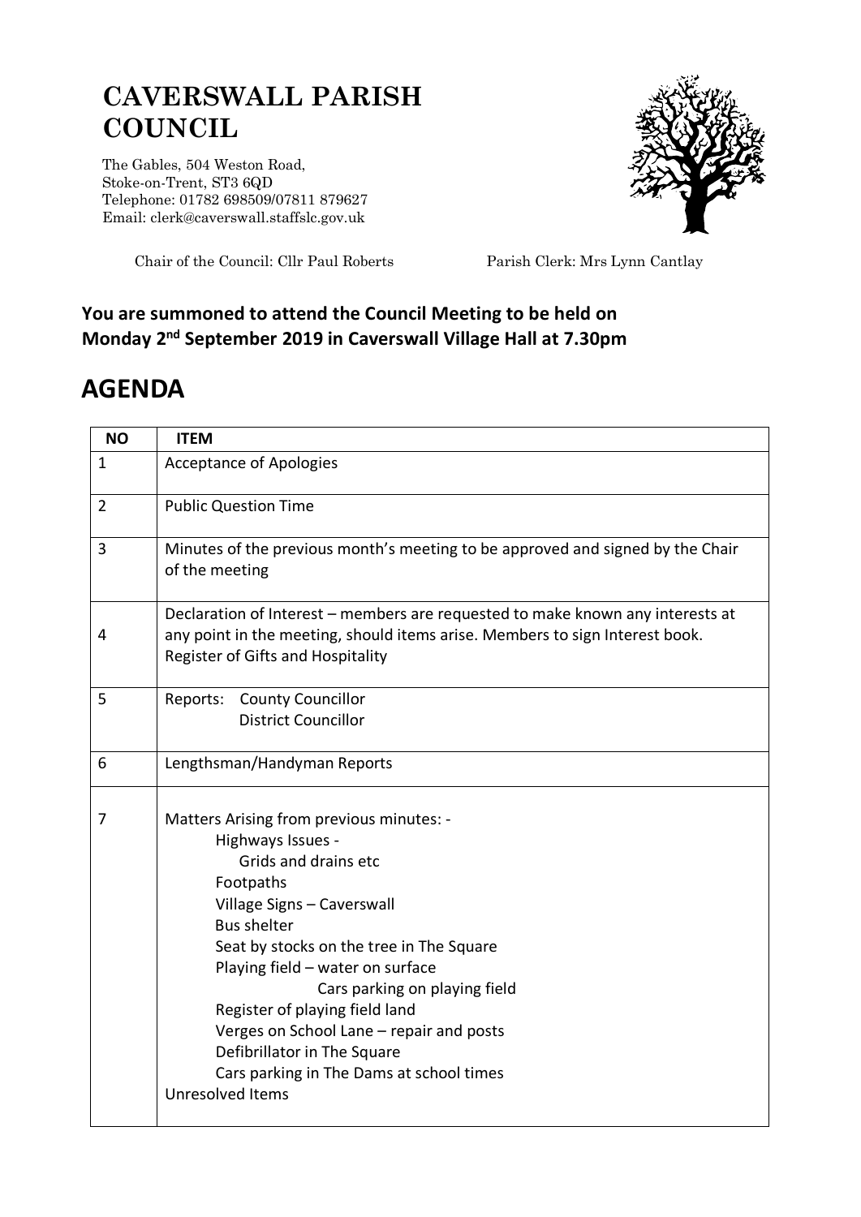# CAVERSWALL PARISH COUNCIL

The Gables, 504 Weston Road,
Stoke-on-Trent, ST3 6QD
Telephone: 01782 698509/07811 879627
Email: clerk@caverswall.staffslc.gov.uk

Chair of the Council: Cllr Paul Roberts    Parish Clerk: Mrs Lynn Cantlay

**You are summoned to attend the Council Meeting to be held on Monday 2nd September 2019 in Caverswall Village Hall at 7.30pm**

## AGENDA

| NO | ITEM |
|---|---|
| 1 | Acceptance of Apologies |
| 2 | Public Question Time |
| 3 | Minutes of the previous month's meeting to be approved and signed by the Chair of the meeting |
| 4 | Declaration of Interest – members are requested to make known any interests at any point in the meeting, should items arise. Members to sign Interest book.<br>Register of Gifts and Hospitality |
| 5 | Reports: County Councillor<br>District Councillor |
| 6 | Lengthsman/Handyman Reports |
| 7 | Matters Arising from previous minutes: -<br>Highways Issues -<br>Grids and drains etc<br>Footpaths<br>Village Signs – Caverswall<br>Bus shelter<br>Seat by stocks on the tree in The Square<br>Playing field – water on surface<br>Cars parking on playing field<br>Register of playing field land<br>Verges on School Lane – repair and posts<br>Defibrillator in The Square<br>Cars parking in The Dams at school times<br>Unresolved Items |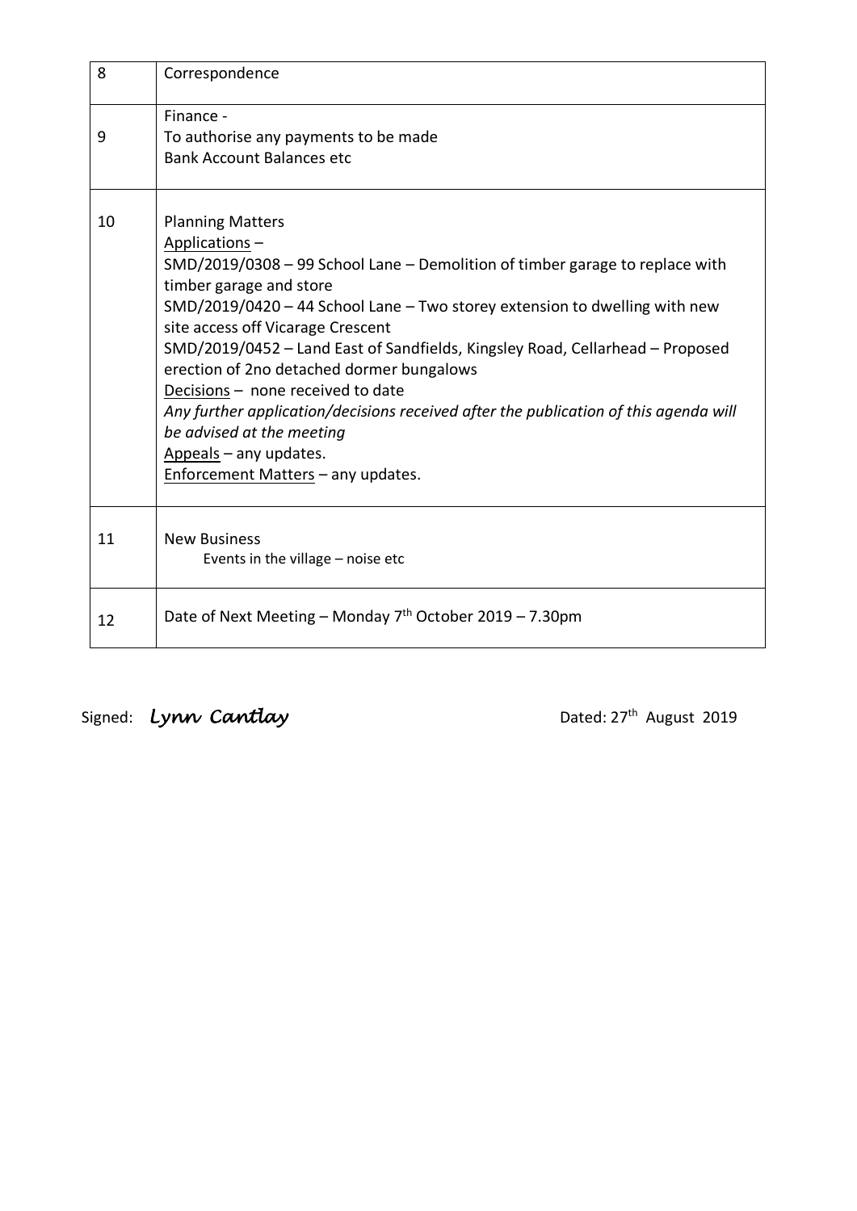| | |
|---|---|
| 8 | Correspondence |
| 9 | Finance -<br>To authorise any payments to be made<br>Bank Account Balances etc |
| 10 | Planning Matters<br>Applications –<br>SMD/2019/0308 – 99 School Lane – Demolition of timber garage to replace with timber garage and store<br>SMD/2019/0420 – 44 School Lane – Two storey extension to dwelling with new site access off Vicarage Crescent<br>SMD/2019/0452 – Land East of Sandfields, Kingsley Road, Cellarhead – Proposed erection of 2no detached dormer bungalows<br>Decisions – none received to date<br>*Any further application/decisions received after the publication of this agenda will be advised at the meeting*<br>Appeals – any updates.<br>Enforcement Matters – any updates. |
| 11 | New Business<br>Events in the village – noise etc |
| 12 | Date of Next Meeting – Monday 7th October 2019 – 7.30pm |

Signed: *Lynn Cantlay*

Dated: 27th August 2019